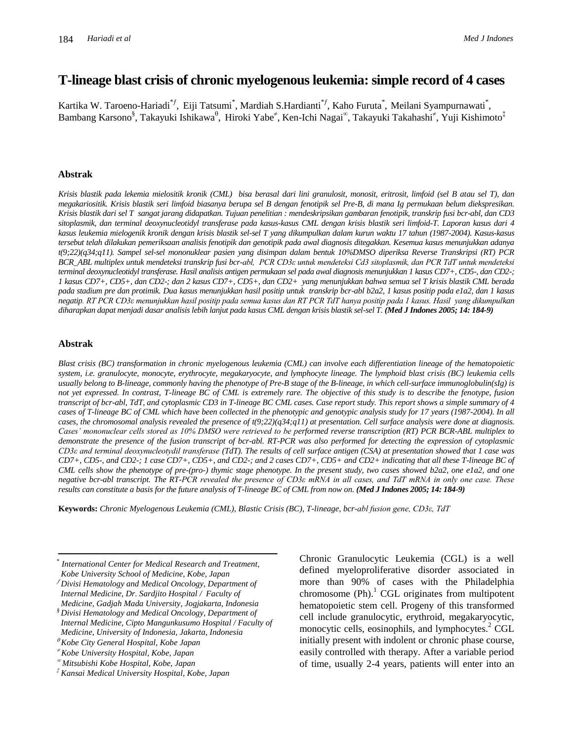# T-lineage blast crisis of chronic myelogenous leukemia: simple record of 4 cases

Kartika W. Taroeno-Hariadi[*ƒ], Eiji Tatsumi[*], Mardiah S.Hardianti[*ƒ], Kaho Furuta[*], Meilani Syampurnawati[*], Bambang Karsono[§], Takayuki Ishikawa[θ], Hiroki Yabe[≠], Ken-Ichi Nagai[∞], Takayuki Takahashi[≠], Yuji Kishimoto[‡]

## Abstrak

*Krisis blastik pada lekemia mielositik kronik (CML) bisa berasal dari lini granulosit, monosit, eritrosit, limfoid (sel B atau sel T), dan megakariositik. Krisis blastik seri limfoid biasanya berupa sel B dengan fenotipik sel Pre-B, di mana Ig permukaan belum diekspresikan. Krisis blastik dari sel T sangat jarang didapatkan. Tujuan penelitian : mendeskripsikan gambaran fenotipik, transkrip fusi bcr-abl, dan CD3 sitoplasmik, dan terminal deoxynucleotidyl transferase pada kasus-kasus CML dengan krisis blastik seri limfoid-T. Laporan kasus dari 4 kasus leukemia mielogenik kronik dengan krisis blastik sel-sel T yang dikumpulkan dalam kurun waktu 17 tahun (1987-2004). Kasus-kasus tersebut telah dilakukan pemeriksaan analisis fenotipik dan genotipik pada awal diagnosis ditegakkan. Kesemua kasus menunjukkan adanya t(9;22)(q34;q11). Sampel sel-sel mononuklear pasien yang disimpan dalam bentuk 10%DMSO diperiksa Reverse Transkripsi (RT) PCR BCR_ABL multiplex untuk mendeteksi transkrip fusi bcr-abl, PCR CD3ε untuk mendeteksi Cd3 sitoplasmik, dan PCR TdT untuk mendeteksi terminal deoxynucleotidyl transferase. Hasil analisis antigen permukaan sel pada awal diagnosis menunjukkan 1 kasus CD7+, CD5-, dan CD2-; 1 kasus CD7+, CD5+, dan CD2-; dan 2 kasus CD7+, CD5+, dan CD2+ yang menunjukkan bahwa semua sel T krisis blastik CML berada pada stadium pre dan protimik. Dua kasus menunjukkan hasil positip untuk transkrip bcr-abl b2a2, 1 kasus positip pada e1a2, dan 1 kasus negatip. RT PCR CD3ε menunjukkan hasil positip pada semua kasus dan RT PCR TdT hanya positip pada 1 kasus. Hasil yang dikumpulkan diharapkan dapat menjadi dasar analisis lebih lanjut pada kasus CML dengan krisis blastik sel-sel T.* ***(Med J Indones 2005; 14: 184-9)***

## Abstrak

*Blast crisis (BC) transformation in chronic myelogenous leukemia (CML) can involve each differentiation lineage of the hematopoietic system, i.e. granulocyte, monocyte, erythrocyte, megakaryocyte, and lymphocyte lineage. The lymphoid blast crisis (BC) leukemia cells usually belong to B-lineage, commonly having the phenotype of Pre-B stage of the B-lineage, in which cell-surface immunoglobulin(sIg) is not yet expressed. In contrast, T-lineage BC of CML is extremely rare. The objective of this study is to describe the fenotype, fusion transcript of bcr-abl, and cytoplasmic CD3 in T-lineage BC CML cases. Case report study. This report shows a simple summary of 4 cases of T-lineage BC of CML which have been collected in the phenotypic and genotypic analysis study for 17 years (1987-2004). In all cases, the chromosomal analysis revealed the presence of t(9;22)(q34;q11) at presentation. Cell surface analysis were done at diagnosis. Cases' mononuclear cells stored as 10% DMSO were retrieved to be performed reverse transcription (RT) PCR BCR-ABL multiplex to demonstrate the presence of the fusion transcript of bcr-abl. RT-PCR was also performed for detecting the expression of cytoplasmic CD3ε and terminal deoxynucleotydil transferase (TdT). The results of cell surface antigen (CSA) at presentation showed that 1 case was CD7+, CD5-, and CD2-; 1 case CD7+, CD5+, and CD2-; and 2 cases CD7+, CD5+ and CD2+ indicating that all these T-lineage BC of CML cells show the phenotype of pre-(pro-) thymic stage phenotype. In the present study, two cases showed b2a2, one e1a2, and one negative bcr-abl transcript. The RT-PCR revealed the presence of CD3ε mRNA in all cases, and TdT mRNA in only one case. These results can constitute a basis for the future analysis of T-lineage BC of CML from now on.* ***(Med J Indones 2005; 14: 184-9)***

**Keywords:** *Chronic Myelogenous Leukemia (CML), Blastic Crisis (BC), T-lineage, bcr-abl fusion gene, CD3ε, TdT*

---

[*] *International Center for Medical Research and Treatment, Kobe University School of Medicine, Kobe, Japan*

[ƒ] *Divisi Hematology and Medical Oncology, Department of Internal Medicine, Dr. Sardjito Hospital / Faculty of Medicine, Gadjah Mada University, Jogjakarta, Indonesia*

[§] *Divisi Hematology and Medical Oncology, Department of Internal Medicine, Cipto Mangunkusumo Hospital / Faculty of Medicine, University of Indonesia, Jakarta, Indonesia*

[θ] *Kobe City General Hospital, Kobe Japan*

[≠] *Kobe University Hospital, Kobe, Japan*

[∞] *Mitsubishi Kobe Hospital, Kobe, Japan*

[‡] *Kansai Medical University Hospital, Kobe, Japan*

---

Chronic Granulocytic Leukemia (CGL) is a well defined myeloproliferative disorder associated in more than 90% of cases with the Philadelphia chromosome (Ph).[1] CGL originates from multipotent hematopoietic stem cell. Progeny of this transformed cell include granulocytic, erythroid, megakaryocytic, monocytic cells, eosinophils, and lymphocytes.[2] CGL initially present with indolent or chronic phase course, easily controlled with therapy. After a variable period of time, usually 2-4 years, patients will enter into an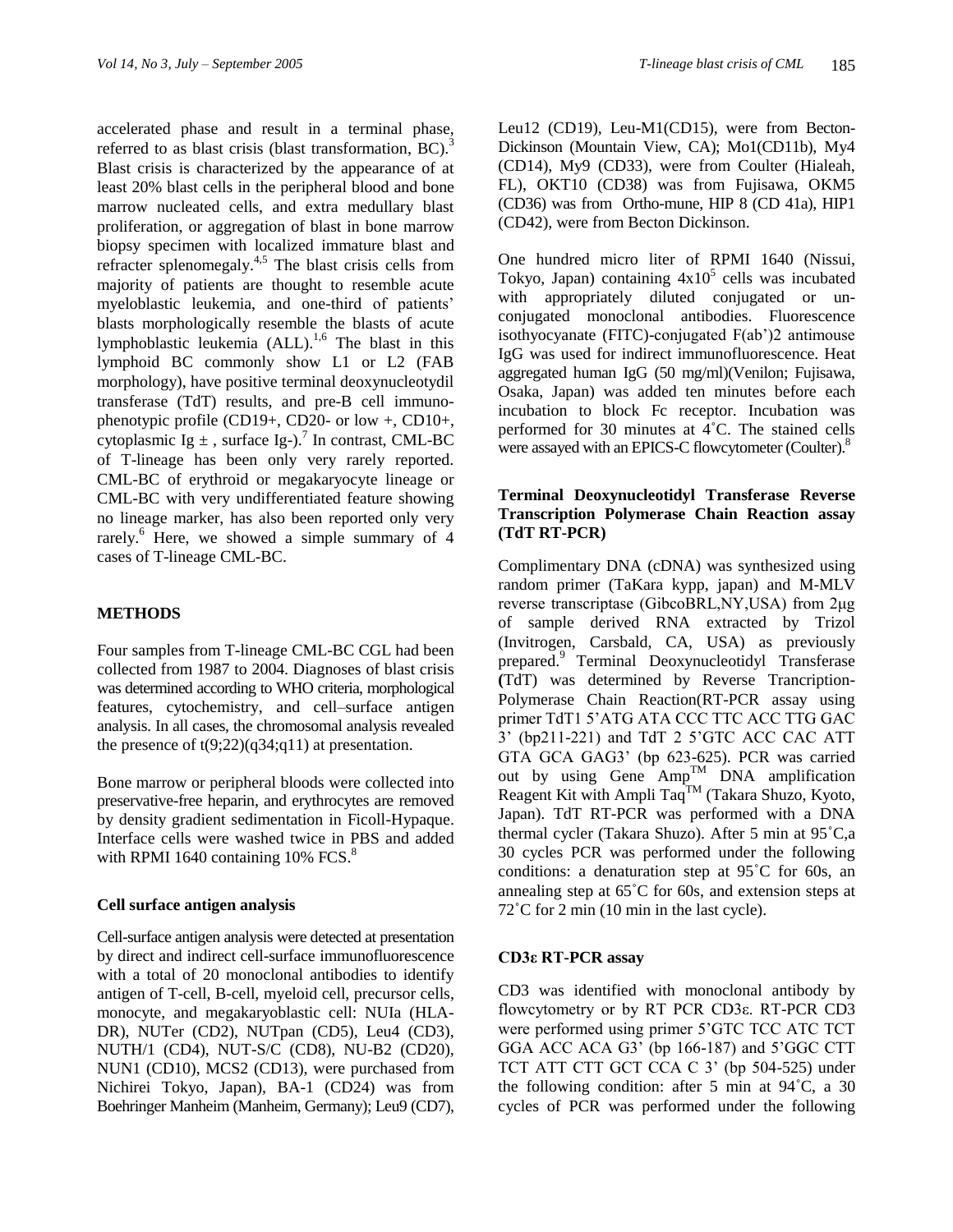accelerated phase and result in a terminal phase, referred to as blast crisis (blast transformation, BC).[3] Blast crisis is characterized by the appearance of at least 20% blast cells in the peripheral blood and bone marrow nucleated cells, and extra medullary blast proliferation, or aggregation of blast in bone marrow biopsy specimen with localized immature blast and refracter splenomegaly.[4,5] The blast crisis cells from majority of patients are thought to resemble acute myeloblastic leukemia, and one-third of patients' blasts morphologically resemble the blasts of acute lymphoblastic leukemia (ALL).[1,6] The blast in this lymphoid BC commonly show L1 or L2 (FAB morphology), have positive terminal deoxynucleotydil transferase (TdT) results, and pre-B cell immunophenotypic profile (CD19+, CD20- or low +, CD10+, cytoplasmic Ig ± , surface Ig-).[7] In contrast, CML-BC of T-lineage has been only very rarely reported. CML-BC of erythroid or megakaryocyte lineage or CML-BC with very undifferentiated feature showing no lineage marker, has also been reported only very rarely.[6] Here, we showed a simple summary of 4 cases of T-lineage CML-BC.

## METHODS

Four samples from T-lineage CML-BC CGL had been collected from 1987 to 2004. Diagnoses of blast crisis was determined according to WHO criteria, morphological features, cytochemistry, and cell–surface antigen analysis. In all cases, the chromosomal analysis revealed the presence of t(9;22)(q34;q11) at presentation.

Bone marrow or peripheral bloods were collected into preservative-free heparin, and erythrocytes are removed by density gradient sedimentation in Ficoll-Hypaque. Interface cells were washed twice in PBS and added with RPMI 1640 containing 10% FCS.[8]

### Cell surface antigen analysis

Cell-surface antigen analysis were detected at presentation by direct and indirect cell-surface immunofluorescence with a total of 20 monoclonal antibodies to identify antigen of T-cell, B-cell, myeloid cell, precursor cells, monocyte, and megakaryoblastic cell: NUIa (HLA-DR), NUTer (CD2), NUTpan (CD5), Leu4 (CD3), NUTH/1 (CD4), NUT-S/C (CD8), NU-B2 (CD20), NUN1 (CD10), MCS2 (CD13), were purchased from Nichirei Tokyo, Japan), BA-1 (CD24) was from Boehringer Manheim (Manheim, Germany); Leu9 (CD7), Leu12 (CD19), Leu-M1(CD15), were from Becton-Dickinson (Mountain View, CA); Mo1(CD11b), My4 (CD14), My9 (CD33), were from Coulter (Hialeah, FL), OKT10 (CD38) was from Fujisawa, OKM5 (CD36) was from Ortho-mune, HIP 8 (CD 41a), HIP1 (CD42), were from Becton Dickinson.

One hundred micro liter of RPMI 1640 (Nissui, Tokyo, Japan) containing $4x10^5$ cells was incubated with appropriately diluted conjugated or un-conjugated monoclonal antibodies. Fluorescence isothyocyanate (FITC)-conjugated F(ab')2 antimouse IgG was used for indirect immunofluorescence. Heat aggregated human IgG (50 mg/ml)(Venilon; Fujisawa, Osaka, Japan) was added ten minutes before each incubation to block Fc receptor. Incubation was performed for 30 minutes at 4˚C. The stained cells were assayed with an EPICS-C flowcytometer (Coulter).[8]

### Terminal Deoxynucleotidyl Transferase Reverse Transcription Polymerase Chain Reaction assay (TdT RT-PCR)

Complimentary DNA (cDNA) was synthesized using random primer (TaKara kypp, japan) and M-MLV reverse transcriptase (GibcoBRL,NY,USA) from 2μg of sample derived RNA extracted by Trizol (Invitrogen, Carsbald, CA, USA) as previously prepared.[9] Terminal Deoxynucleotidyl Transferase **(**TdT) was determined by Reverse Trancription-Polymerase Chain Reaction(RT-PCR assay using primer TdT1 5'ATG ATA CCC TTC ACC TTG GAC 3' (bp211-221) and TdT 2 5'GTC ACC CAC ATT GTA GCA GAG3' (bp 623-625). PCR was carried out by using Gene Amp™ DNA amplification Reagent Kit with Ampli Taq™ (Takara Shuzo, Kyoto, Japan). TdT RT-PCR was performed with a DNA thermal cycler (Takara Shuzo). After 5 min at 95˚C,a 30 cycles PCR was performed under the following conditions: a denaturation step at 95˚C for 60s, an annealing step at 65˚C for 60s, and extension steps at 72˚C for 2 min (10 min in the last cycle).

### CD3ε RT-PCR assay

CD3 was identified with monoclonal antibody by flowcytometry or by RT PCR CD3ε. RT-PCR CD3 were performed using primer 5'GTC TCC ATC TCT GGA ACC ACA G3' (bp 166-187) and 5'GGC CTT TCT ATT CTT GCT CCA C 3' (bp 504-525) under the following condition: after 5 min at 94˚C, a 30 cycles of PCR was performed under the following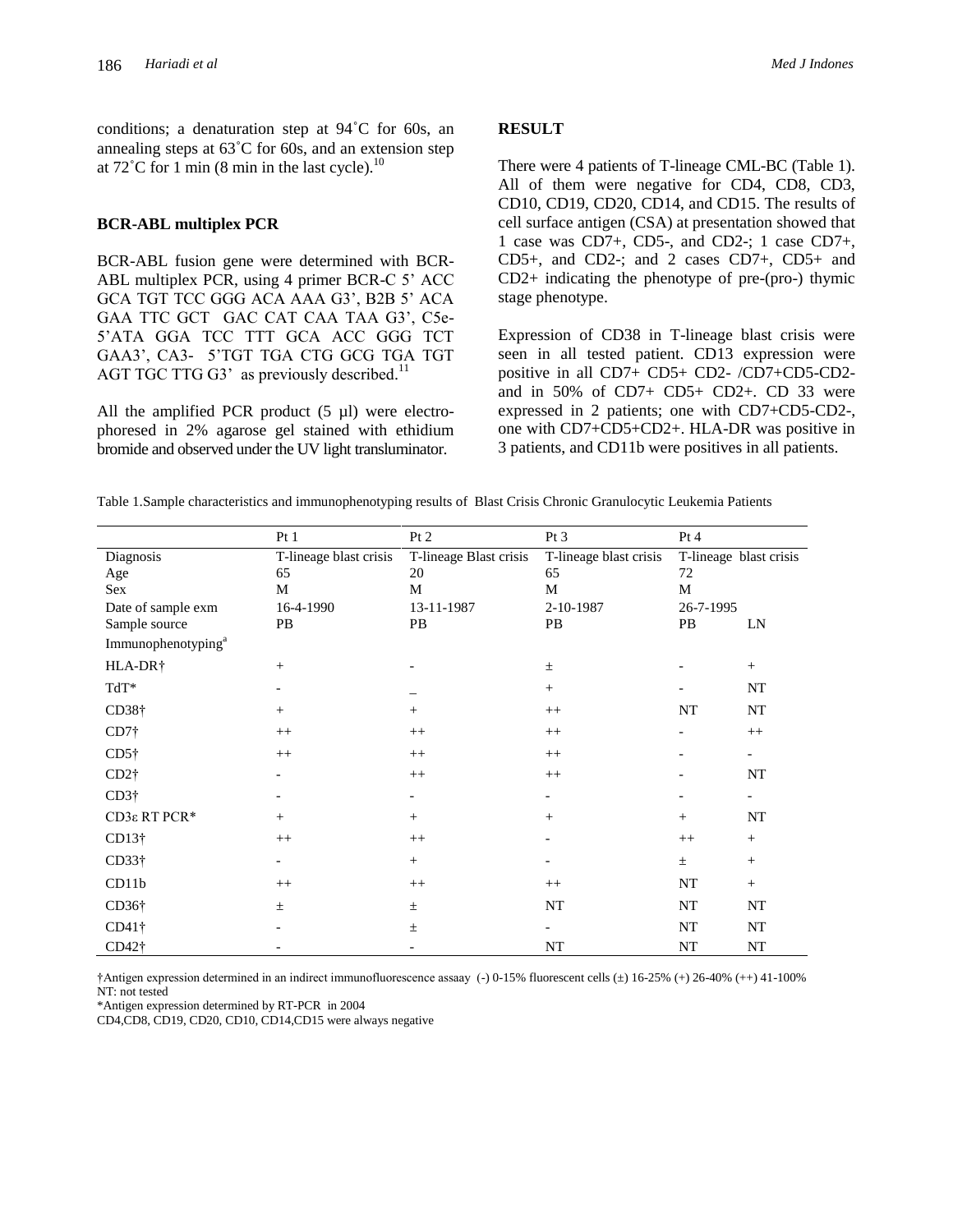conditions; a denaturation step at 94˚C for 60s, an annealing steps at 63˚C for 60s, and an extension step at 72˚C for 1 min (8 min in the last cycle).[10]

**BCR-ABL multiplex PCR**

BCR-ABL fusion gene were determined with BCR-ABL multiplex PCR, using 4 primer BCR-C 5' ACC GCA TGT TCC GGG ACA AAA G3', B2B 5' ACA GAA TTC GCT GAC CAT CAA TAA G3', C5e- 5'ATA GGA TCC TTT GCA ACC GGG TCT GAA3', CA3- 5'TGT TGA CTG GCG TGA TGT AGT TGC TTG G3' as previously described.[11]

All the amplified PCR product (5 µl) were electrophoresed in 2% agarose gel stained with ethidium bromide and observed under the UV light transluminator.

**RESULT**

There were 4 patients of T-lineage CML-BC (Table 1). All of them were negative for CD4, CD8, CD3, CD10, CD19, CD20, CD14, and CD15. The results of cell surface antigen (CSA) at presentation showed that 1 case was CD7+, CD5-, and CD2-; 1 case CD7+, CD5+, and CD2-; and 2 cases CD7+, CD5+ and CD2+ indicating the phenotype of pre-(pro-) thymic stage phenotype.

Expression of CD38 in T-lineage blast crisis were seen in all tested patient. CD13 expression were positive in all CD7+ CD5+ CD2- /CD7+CD5-CD2- and in 50% of CD7+ CD5+ CD2+. CD 33 were expressed in 2 patients; one with CD7+CD5-CD2-, one with CD7+CD5+CD2+. HLA-DR was positive in 3 patients, and CD11b were positives in all patients.

Table 1.Sample characteristics and immunophenotyping results of Blast Crisis Chronic Granulocytic Leukemia Patients

| | Pt 1 | Pt 2 | Pt 3 | Pt 4 | |
|---|---|---|---|---|---|
| Diagnosis | T-lineage blast crisis | T-lineage Blast crisis | T-lineage blast crisis | T-lineage blast crisis | |
| Age | 65 | 20 | 65 | 72 | |
| Sex | M | M | M | M | |
| Date of sample exm | 16-4-1990 | 13-11-1987 | 2-10-1987 | 26-7-1995 | |
| Sample source | PB | PB | PB | PB | LN |
| Immunophenotyping[a] | | | | | |
| HLA-DR† | + | - | ± | - | + |
| TdT* | - | _ | + | - | NT |
| CD38† | + | + | ++ | NT | NT |
| CD7† | ++ | ++ | ++ | - | ++ |
| CD5† | ++ | ++ | ++ | - | - |
| CD2† | - | ++ | ++ | - | NT |
| CD3† | - | - | - | - | - |
| CD3ε RT PCR* | + | + | + | + | NT |
| CD13† | ++ | ++ | - | ++ | + |
| CD33† | - | + | - | ± | + |
| CD11b | ++ | ++ | ++ | NT | + |
| CD36† | ± | ± | NT | NT | NT |
| CD41† | - | ± | - | NT | NT |
| CD42† | - | - | NT | NT | NT |

†Antigen expression determined in an indirect immunofluorescence assaay (-) 0-15% fluorescent cells (±) 16-25% (+) 26-40% (++) 41-100%
NT: not tested
*Antigen expression determined by RT-PCR in 2004
CD4,CD8, CD19, CD20, CD10, CD14,CD15 were always negative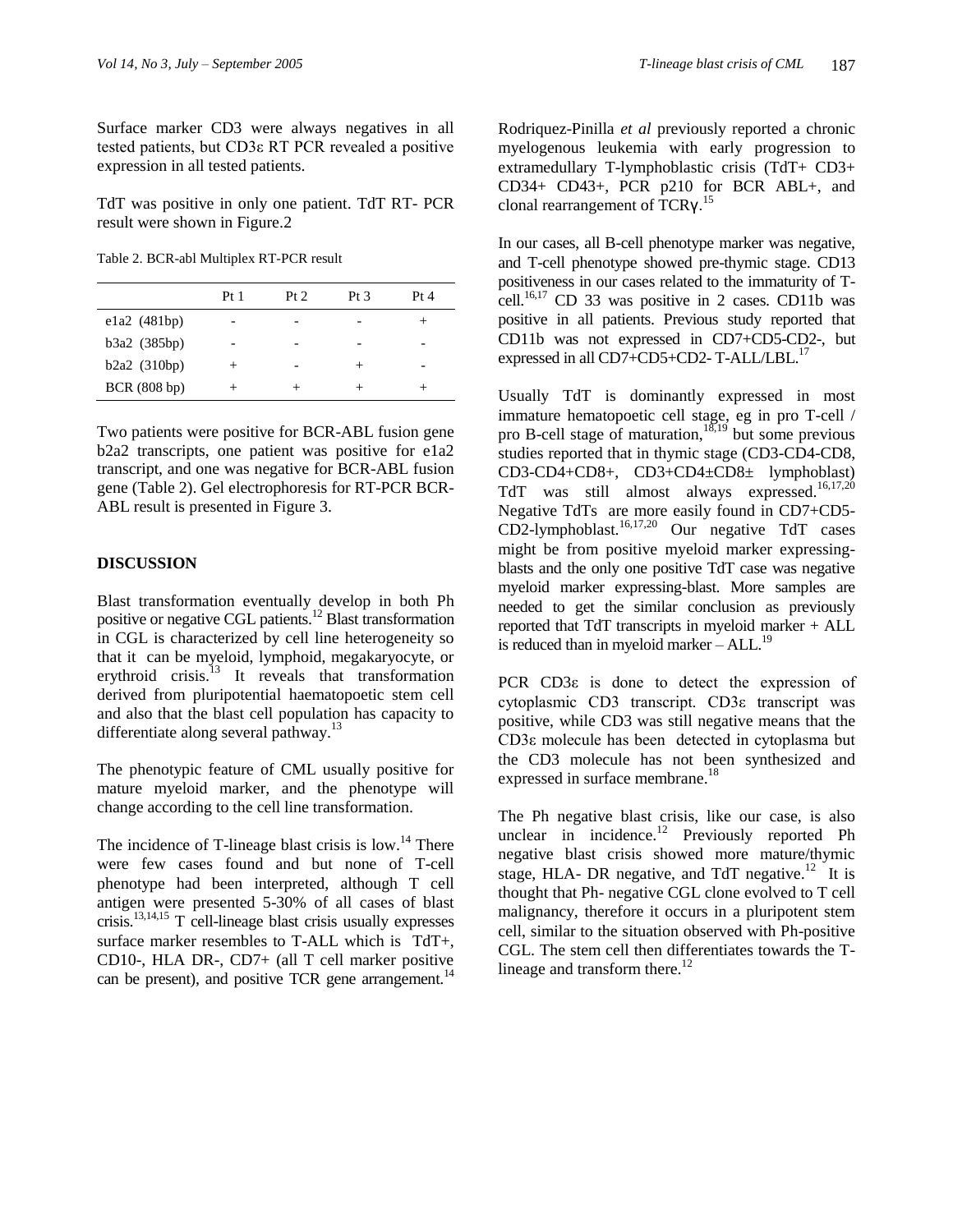Surface marker CD3 were always negatives in all tested patients, but CD3ε RT PCR revealed a positive expression in all tested patients.

TdT was positive in only one patient. TdT RT- PCR result were shown in Figure.2

Table 2. BCR-abl Multiplex RT-PCR result

| | Pt 1 | Pt 2 | Pt 3 | Pt 4 |
|---|---|---|---|---|
| e1a2 (481bp) | - | - | - | + |
| b3a2 (385bp) | - | - | - | - |
| b2a2 (310bp) | + | - | + | - |
| BCR (808 bp) | + | + | + | + |

Two patients were positive for BCR-ABL fusion gene b2a2 transcripts, one patient was positive for e1a2 transcript, and one was negative for BCR-ABL fusion gene (Table 2). Gel electrophoresis for RT-PCR BCR-ABL result is presented in Figure 3.

## DISCUSSION

Blast transformation eventually develop in both Ph positive or negative CGL patients.[12] Blast transformation in CGL is characterized by cell line heterogeneity so that it can be myeloid, lymphoid, megakaryocyte, or erythroid crisis.[13] It reveals that transformation derived from pluripotential haematopoetic stem cell and also that the blast cell population has capacity to differentiate along several pathway.[13]

The phenotypic feature of CML usually positive for mature myeloid marker, and the phenotype will change according to the cell line transformation.

The incidence of T-lineage blast crisis is low.[14] There were few cases found and but none of T-cell phenotype had been interpreted, although T cell antigen were presented 5-30% of all cases of blast crisis.[13,14,15] T cell-lineage blast crisis usually expresses surface marker resembles to T-ALL which is TdT+, CD10-, HLA DR-, CD7+ (all T cell marker positive can be present), and positive TCR gene arrangement.[14]

Rodriquez-Pinilla *et al* previously reported a chronic myelogenous leukemia with early progression to extramedullary T-lymphoblastic crisis (TdT+ CD3+ CD34+ CD43+, PCR p210 for BCR ABL+, and clonal rearrangement of TCRγ.[15]

In our cases, all B-cell phenotype marker was negative, and T-cell phenotype showed pre-thymic stage. CD13 positiveness in our cases related to the immaturity of T-cell.[16,17] CD 33 was positive in 2 cases. CD11b was positive in all patients. Previous study reported that CD11b was not expressed in CD7+CD5-CD2-, but expressed in all CD7+CD5+CD2- T-ALL/LBL.[17]

Usually TdT is dominantly expressed in most immature hematopoetic cell stage, eg in pro T-cell / pro B-cell stage of maturation,[18,19] but some previous studies reported that in thymic stage (CD3-CD4-CD8, CD3-CD4+CD8+, CD3+CD4±CD8± lymphoblast) TdT was still almost always expressed.[16,17,20] Negative TdTs are more easily found in CD7+CD5-CD2-lymphoblast.[16,17,20] Our negative TdT cases might be from positive myeloid marker expressing-blasts and the only one positive TdT case was negative myeloid marker expressing-blast. More samples are needed to get the similar conclusion as previously reported that TdT transcripts in myeloid marker + ALL is reduced than in myeloid marker – ALL.[19]

PCR CD3ε is done to detect the expression of cytoplasmic CD3 transcript. CD3ε transcript was positive, while CD3 was still negative means that the CD3ε molecule has been detected in cytoplasma but the CD3 molecule has not been synthesized and expressed in surface membrane.[18]

The Ph negative blast crisis, like our case, is also unclear in incidence.[12] Previously reported Ph negative blast crisis showed more mature/thymic stage, HLA- DR negative, and TdT negative.[12] It is thought that Ph- negative CGL clone evolved to T cell malignancy, therefore it occurs in a pluripotent stem cell, similar to the situation observed with Ph-positive CGL. The stem cell then differentiates towards the T-lineage and transform there.[12]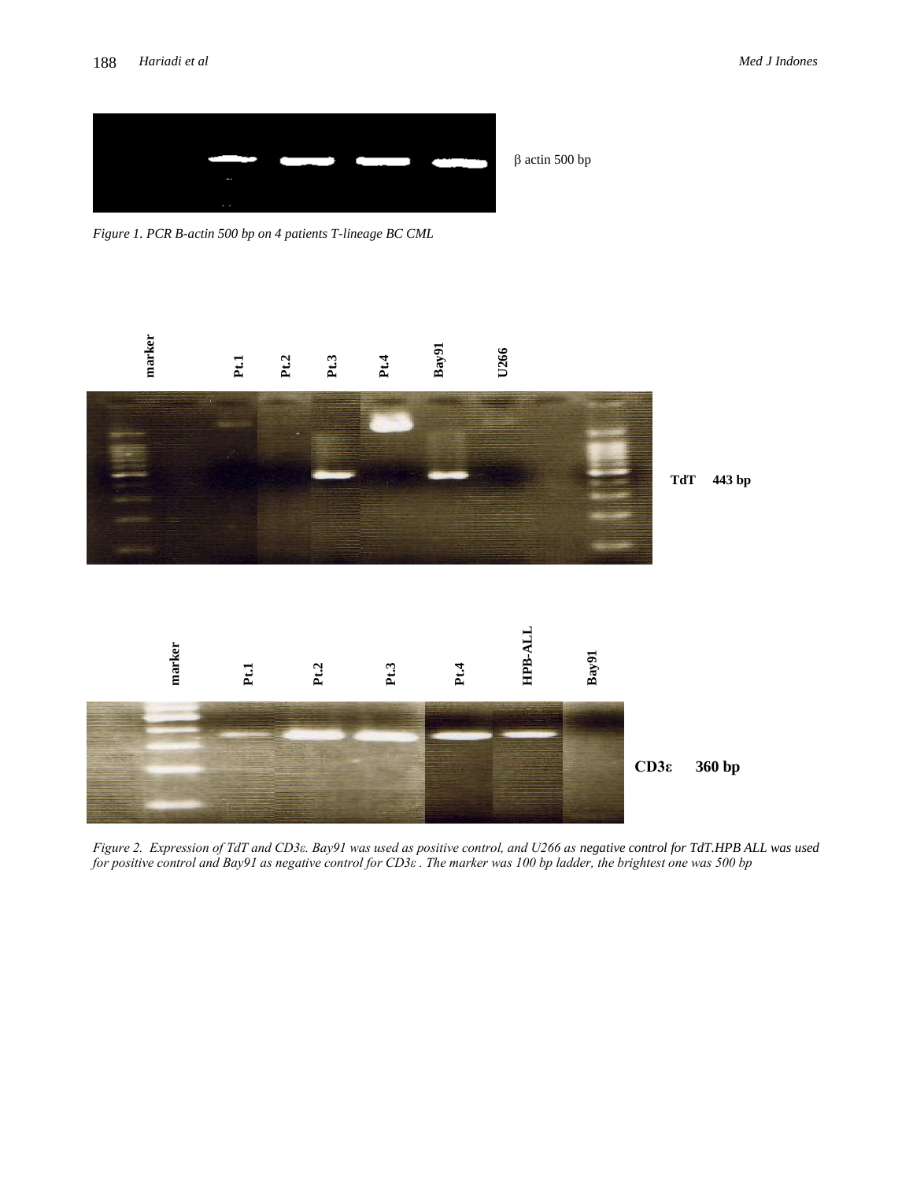*Figure 1. PCR B-actin 500 bp on 4 patients T-lineage BC CML*

*Figure 2. Expression of TdT and CD3ε. Bay91 was used as positive control, and U266 as negative control for TdT.HPB ALL was used for positive control and Bay91 as negative control for CD3ε . The marker was 100 bp ladder, the brightest one was 500 bp*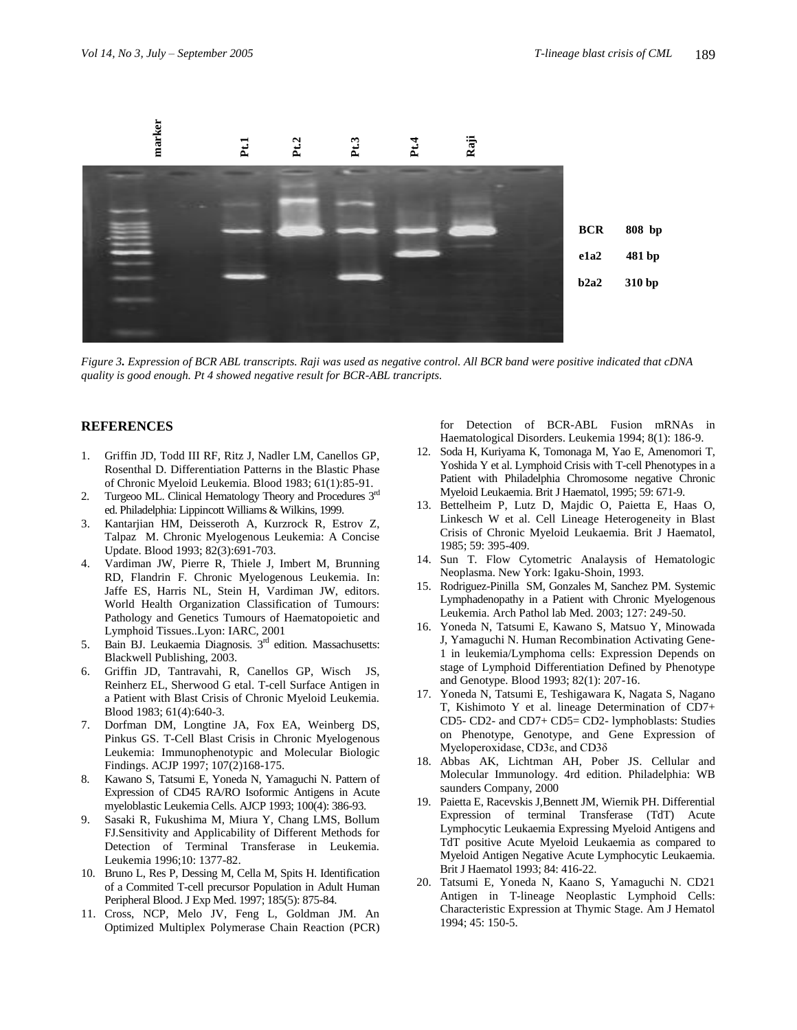Figure 3. Expression of BCR ABL transcripts. Raji was used as negative control. All BCR band were positive indicated that cDNA quality is good enough. Pt 4 showed negative result for BCR-ABL trancripts.

## REFERENCES

1. Griffin JD, Todd III RF, Ritz J, Nadler LM, Canellos GP, Rosenthal D. Differentiation Patterns in the Blastic Phase of Chronic Myeloid Leukemia. Blood 1983; 61(1):85-91.
2. Turgeoo ML. Clinical Hematology Theory and Procedures 3rd ed. Philadelphia: Lippincott Williams & Wilkins, 1999.
3. Kantarjian HM, Deisseroth A, Kurzrock R, Estrov Z, Talpaz M. Chronic Myelogenous Leukemia: A Concise Update. Blood 1993; 82(3):691-703.
4. Vardiman JW, Pierre R, Thiele J, Imbert M, Brunning RD, Flandrin F. Chronic Myelogenous Leukemia. In: Jaffe ES, Harris NL, Stein H, Vardiman JW, editors. World Health Organization Classification of Tumours: Pathology and Genetics Tumours of Haematopoietic and Lymphoid Tissues..Lyon: IARC, 2001
5. Bain BJ. Leukaemia Diagnosis. 3rd edition. Massachusetts: Blackwell Publishing, 2003.
6. Griffin JD, Tantravahi, R, Canellos GP, Wisch JS, Reinherz EL, Sherwood G etal. T-cell Surface Antigen in a Patient with Blast Crisis of Chronic Myeloid Leukemia. Blood 1983; 61(4):640-3.
7. Dorfman DM, Longtine JA, Fox EA, Weinberg DS, Pinkus GS. T-Cell Blast Crisis in Chronic Myelogenous Leukemia: Immunophenotypic and Molecular Biologic Findings. ACJP 1997; 107(2)168-175.
8. Kawano S, Tatsumi E, Yoneda N, Yamaguchi N. Pattern of Expression of CD45 RA/RO Isoformic Antigens in Acute myeloblastic Leukemia Cells. AJCP 1993; 100(4): 386-93.
9. Sasaki R, Fukushima M, Miura Y, Chang LMS, Bollum FJ.Sensitivity and Applicability of Different Methods for Detection of Terminal Transferase in Leukemia. Leukemia 1996;10: 1377-82.
10. Bruno L, Res P, Dessing M, Cella M, Spits H. Identification of a Commited T-cell precursor Population in Adult Human Peripheral Blood. J Exp Med. 1997; 185(5): 875-84.
11. Cross, NCP, Melo JV, Feng L, Goldman JM. An Optimized Multiplex Polymerase Chain Reaction (PCR) for Detection of BCR-ABL Fusion mRNAs in Haematological Disorders. Leukemia 1994; 8(1): 186-9.
12. Soda H, Kuriyama K, Tomonaga M, Yao E, Amenomori T, Yoshida Y et al. Lymphoid Crisis with T-cell Phenotypes in a Patient with Philadelphia Chromosome negative Chronic Myeloid Leukaemia. Brit J Haematol, 1995; 59: 671-9.
13. Bettelheim P, Lutz D, Majdic O, Paietta E, Haas O, Linkesch W et al. Cell Lineage Heterogeneity in Blast Crisis of Chronic Myeloid Leukaemia. Brit J Haematol, 1985; 59: 395-409.
14. Sun T. Flow Cytometric Analaysis of Hematologic Neoplasma. New York: Igaku-Shoin, 1993.
15. Rodriguez-Pinilla SM, Gonzales M, Sanchez PM. Systemic Lymphadenopathy in a Patient with Chronic Myelogenous Leukemia. Arch Pathol lab Med. 2003; 127: 249-50.
16. Yoneda N, Tatsumi E, Kawano S, Matsuo Y, Minowada J, Yamaguchi N. Human Recombination Activating Gene-1 in leukemia/Lymphoma cells: Expression Depends on stage of Lymphoid Differentiation Defined by Phenotype and Genotype. Blood 1993; 82(1): 207-16.
17. Yoneda N, Tatsumi E, Teshigawara K, Nagata S, Nagano T, Kishimoto Y et al. lineage Determination of CD7+ CD5- CD2- and CD7+ CD5= CD2- lymphoblasts: Studies on Phenotype, Genotype, and Gene Expression of Myeloperoxidase, CD3ε, and CD3δ
18. Abbas AK, Lichtman AH, Pober JS. Cellular and Molecular Immunology. 4rd edition. Philadelphia: WB saunders Company, 2000
19. Paietta E, Racevskis J,Bennett JM, Wiernik PH. Differential Expression of terminal Transferase (TdT) Acute Lymphocytic Leukaemia Expressing Myeloid Antigens and TdT positive Acute Myeloid Leukaemia as compared to Myeloid Antigen Negative Acute Lymphocytic Leukaemia. Brit J Haematol 1993; 84: 416-22.
20. Tatsumi E, Yoneda N, Kaano S, Yamaguchi N. CD21 Antigen in T-lineage Neoplastic Lymphoid Cells: Characteristic Expression at Thymic Stage. Am J Hematol 1994; 45: 150-5.